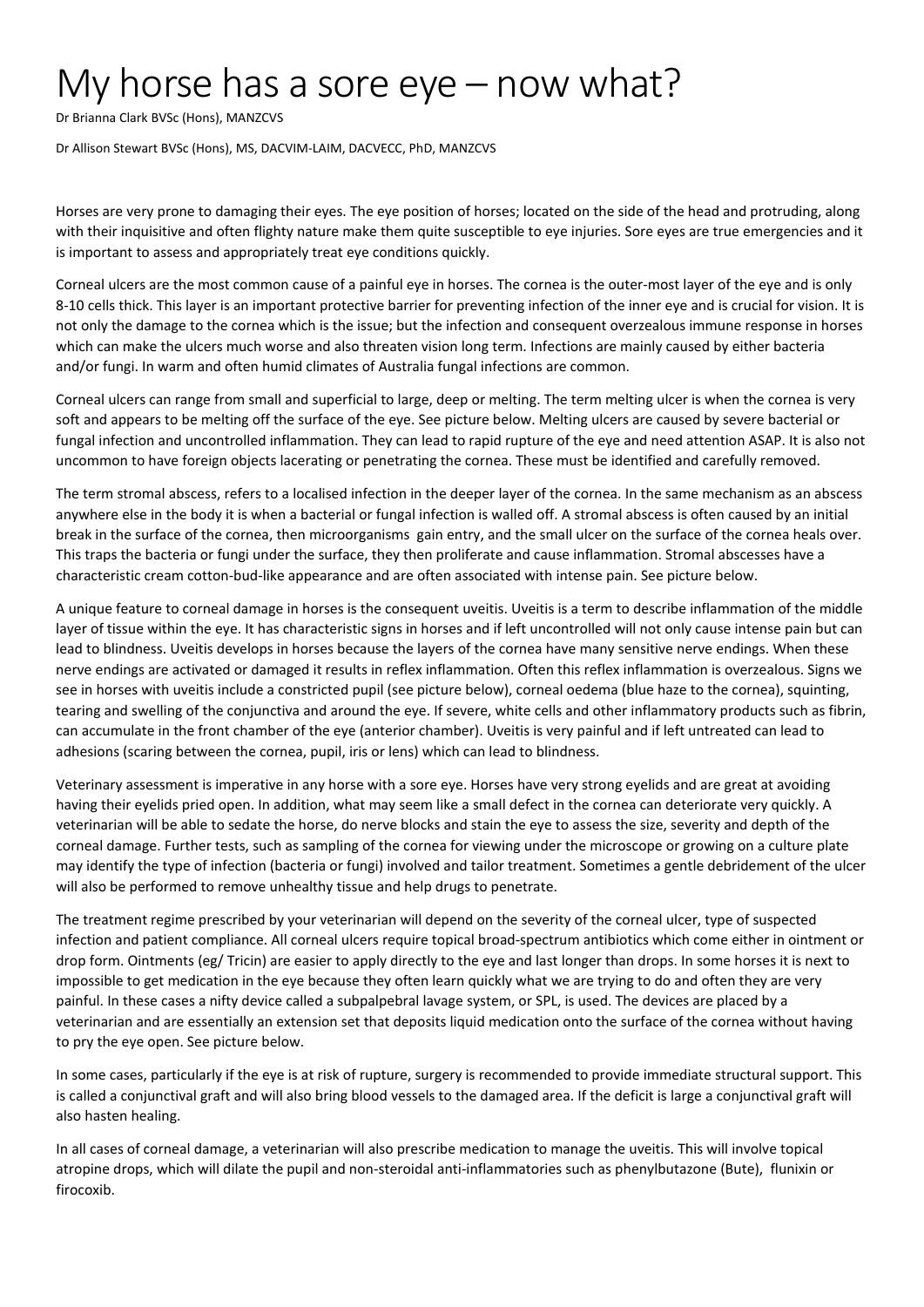# My horse has a sore eye – now what?

Dr Brianna Clark BVSc (Hons), MANZCVS

Dr Allison Stewart BVSc (Hons), MS, DACVIM-LAIM, DACVECC, PhD, MANZCVS

Horses are very prone to damaging their eyes. The eye position of horses; located on the side of the head and protruding, along with their inquisitive and often flighty nature make them quite susceptible to eye injuries. Sore eyes are true emergencies and it is important to assess and appropriately treat eye conditions quickly.

Corneal ulcers are the most common cause of a painful eye in horses. The cornea is the outer-most layer of the eye and is only 8-10 cells thick. This layer is an important protective barrier for preventing infection of the inner eye and is crucial for vision. It is not only the damage to the cornea which is the issue; but the infection and consequent overzealous immune response in horses which can make the ulcers much worse and also threaten vision long term. Infections are mainly caused by either bacteria and/or fungi. In warm and often humid climates of Australia fungal infections are common.

Corneal ulcers can range from small and superficial to large, deep or melting. The term melting ulcer is when the cornea is very soft and appears to be melting off the surface of the eye. See picture below. Melting ulcers are caused by severe bacterial or fungal infection and uncontrolled inflammation. They can lead to rapid rupture of the eye and need attention ASAP. It is also not uncommon to have foreign objects lacerating or penetrating the cornea. These must be identified and carefully removed.

The term stromal abscess, refers to a localised infection in the deeper layer of the cornea. In the same mechanism as an abscess anywhere else in the body it is when a bacterial or fungal infection is walled off. A stromal abscess is often caused by an initial break in the surface of the cornea, then microorganisms gain entry, and the small ulcer on the surface of the cornea heals over. This traps the bacteria or fungi under the surface, they then proliferate and cause inflammation. Stromal abscesses have a characteristic cream cotton-bud-like appearance and are often associated with intense pain. See picture below.

A unique feature to corneal damage in horses is the consequent uveitis. Uveitis is a term to describe inflammation of the middle layer of tissue within the eye. It has characteristic signs in horses and if left uncontrolled will not only cause intense pain but can lead to blindness. Uveitis develops in horses because the layers of the cornea have many sensitive nerve endings. When these nerve endings are activated or damaged it results in reflex inflammation. Often this reflex inflammation is overzealous. Signs we see in horses with uveitis include a constricted pupil (see picture below), corneal oedema (blue haze to the cornea), squinting, tearing and swelling of the conjunctiva and around the eye. If severe, white cells and other inflammatory products such as fibrin, can accumulate in the front chamber of the eye (anterior chamber). Uveitis is very painful and if left untreated can lead to adhesions (scaring between the cornea, pupil, iris or lens) which can lead to blindness.

Veterinary assessment is imperative in any horse with a sore eye. Horses have very strong eyelids and are great at avoiding having their eyelids pried open. In addition, what may seem like a small defect in the cornea can deteriorate very quickly. A veterinarian will be able to sedate the horse, do nerve blocks and stain the eye to assess the size, severity and depth of the corneal damage. Further tests, such as sampling of the cornea for viewing under the microscope or growing on a culture plate may identify the type of infection (bacteria or fungi) involved and tailor treatment. Sometimes a gentle debridement of the ulcer will also be performed to remove unhealthy tissue and help drugs to penetrate.

The treatment regime prescribed by your veterinarian will depend on the severity of the corneal ulcer, type of suspected infection and patient compliance. All corneal ulcers require topical broad-spectrum antibiotics which come either in ointment or drop form. Ointments (eg/ Tricin) are easier to apply directly to the eye and last longer than drops. In some horses it is next to impossible to get medication in the eye because they often learn quickly what we are trying to do and often they are very painful. In these cases a nifty device called a subpalpebral lavage system, or SPL, is used. The devices are placed by a veterinarian and are essentially an extension set that deposits liquid medication onto the surface of the cornea without having to pry the eye open. See picture below.

In some cases, particularly if the eye is at risk of rupture, surgery is recommended to provide immediate structural support. This is called a conjunctival graft and will also bring blood vessels to the damaged area. If the deficit is large a conjunctival graft will also hasten healing.

In all cases of corneal damage, a veterinarian will also prescribe medication to manage the uveitis. This will involve topical atropine drops, which will dilate the pupil and non-steroidal anti-inflammatories such as phenylbutazone (Bute), flunixin or firocoxib.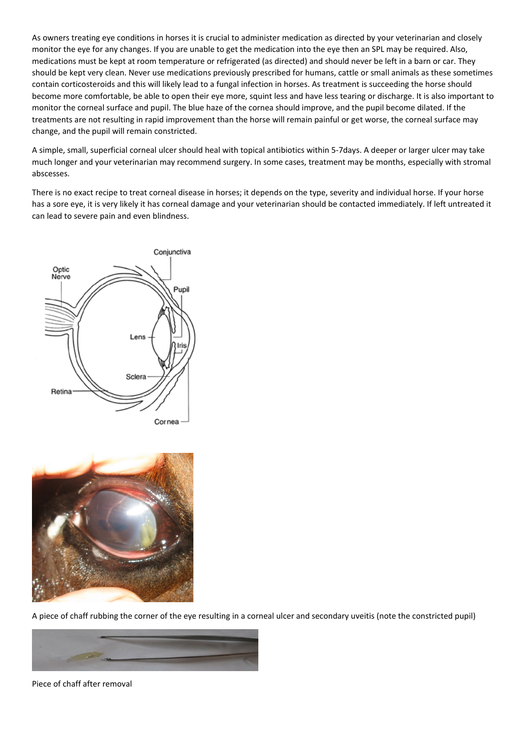As owners treating eye conditions in horses it is crucial to administer medication as directed by your veterinarian and closely monitor the eye for any changes. If you are unable to get the medication into the eye then an SPL may be required. Also, medications must be kept at room temperature or refrigerated (as directed) and should never be left in a barn or car. They should be kept very clean. Never use medications previously prescribed for humans, cattle or small animals as these sometimes contain corticosteroids and this will likely lead to a fungal infection in horses. As treatment is succeeding the horse should become more comfortable, be able to open their eye more, squint less and have less tearing or discharge. It is also important to monitor the corneal surface and pupil. The blue haze of the cornea should improve, and the pupil become dilated. If the treatments are not resulting in rapid improvement than the horse will remain painful or get worse, the corneal surface may change, and the pupil will remain constricted.

A simple, small, superficial corneal ulcer should heal with topical antibiotics within 5-7days. A deeper or larger ulcer may take much longer and your veterinarian may recommend surgery. In some cases, treatment may be months, especially with stromal abscesses.

There is no exact recipe to treat corneal disease in horses; it depends on the type, severity and individual horse. If your horse has a sore eye, it is very likely it has corneal damage and your veterinarian should be contacted immediately. If left untreated it can lead to severe pain and even blindness.

A piece of chaff rubbing the corner of the eye resulting in a corneal ulcer and secondary uveitis (note the constricted pupil)

Piece of chaff after removal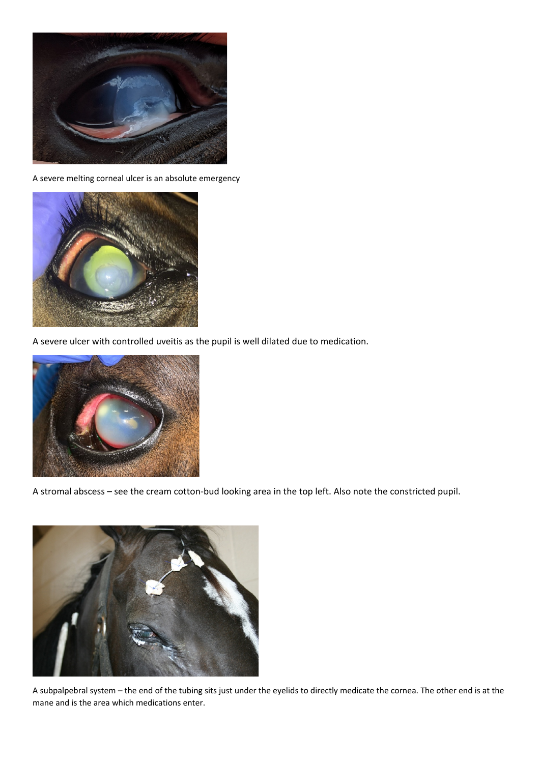A severe melting corneal ulcer is an absolute emergency

A severe ulcer with controlled uveitis as the pupil is well dilated due to medication.

A stromal abscess – see the cream cotton-bud looking area in the top left. Also note the constricted pupil.

A subpalpebral system – the end of the tubing sits just under the eyelids to directly medicate the cornea. The other end is at the mane and is the area which medications enter.